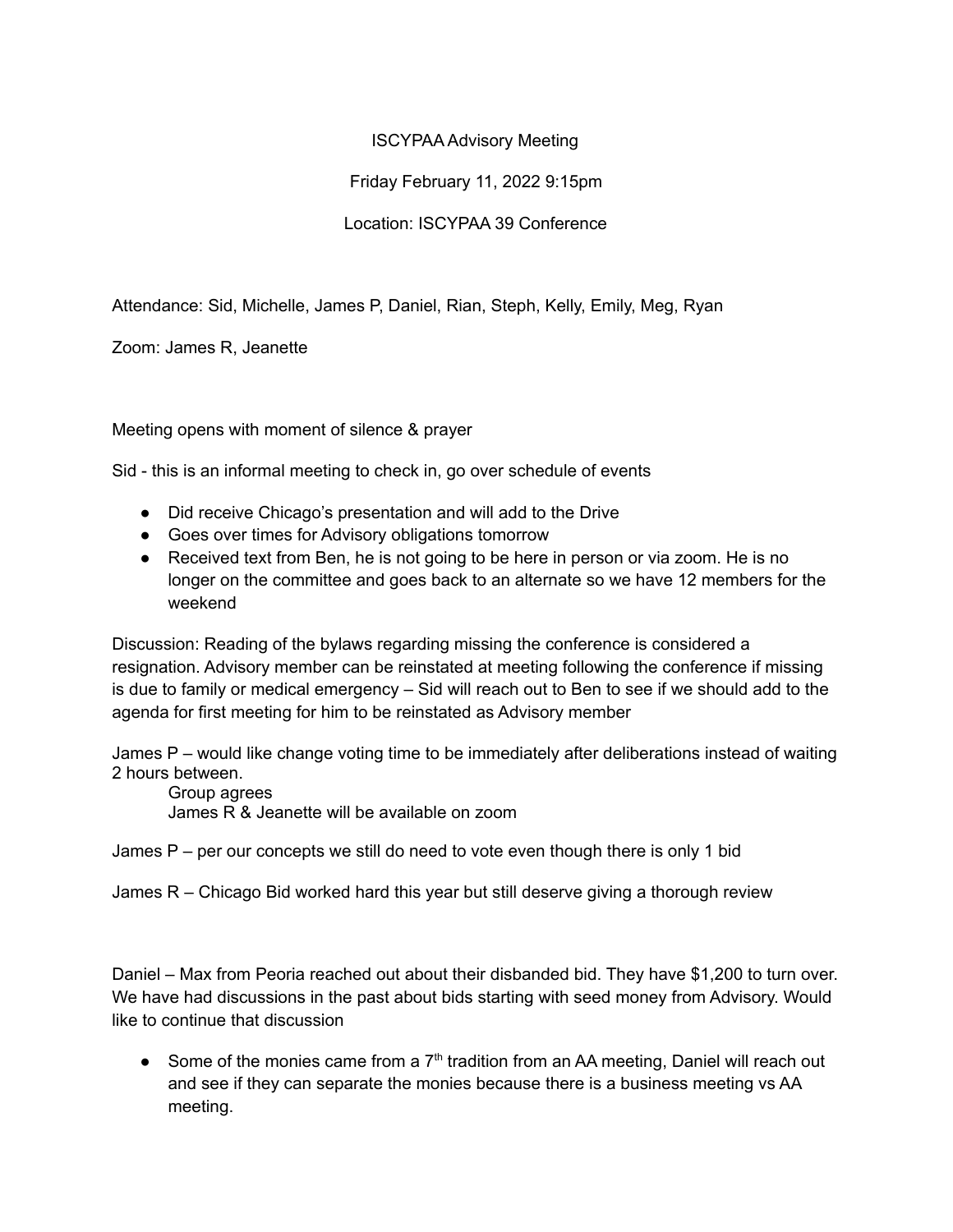ISCYPAA Advisory Meeting

Friday February 11, 2022 9:15pm

Location: ISCYPAA 39 Conference

Attendance: Sid, Michelle, James P, Daniel, Rian, Steph, Kelly, Emily, Meg, Ryan

Zoom: James R, Jeanette

Meeting opens with moment of silence & prayer

Sid - this is an informal meeting to check in, go over schedule of events

- Did receive Chicago's presentation and will add to the Drive
- Goes over times for Advisory obligations tomorrow
- Received text from Ben, he is not going to be here in person or via zoom. He is no longer on the committee and goes back to an alternate so we have 12 members for the weekend

Discussion: Reading of the bylaws regarding missing the conference is considered a resignation. Advisory member can be reinstated at meeting following the conference if missing is due to family or medical emergency – Sid will reach out to Ben to see if we should add to the agenda for first meeting for him to be reinstated as Advisory member

James P – would like change voting time to be immediately after deliberations instead of waiting 2 hours between.

Group agrees

James R & Jeanette will be available on zoom

James P – per our concepts we still do need to vote even though there is only 1 bid

James R – Chicago Bid worked hard this year but still deserve giving a thorough review

Daniel – Max from Peoria reached out about their disbanded bid. They have $1,200 to turn over. We have had discussions in the past about bids starting with seed money from Advisory. Would like to continue that discussion

- Some of the monies came from a 7th tradition from an AA meeting, Daniel will reach out and see if they can separate the monies because there is a business meeting vs AA meeting.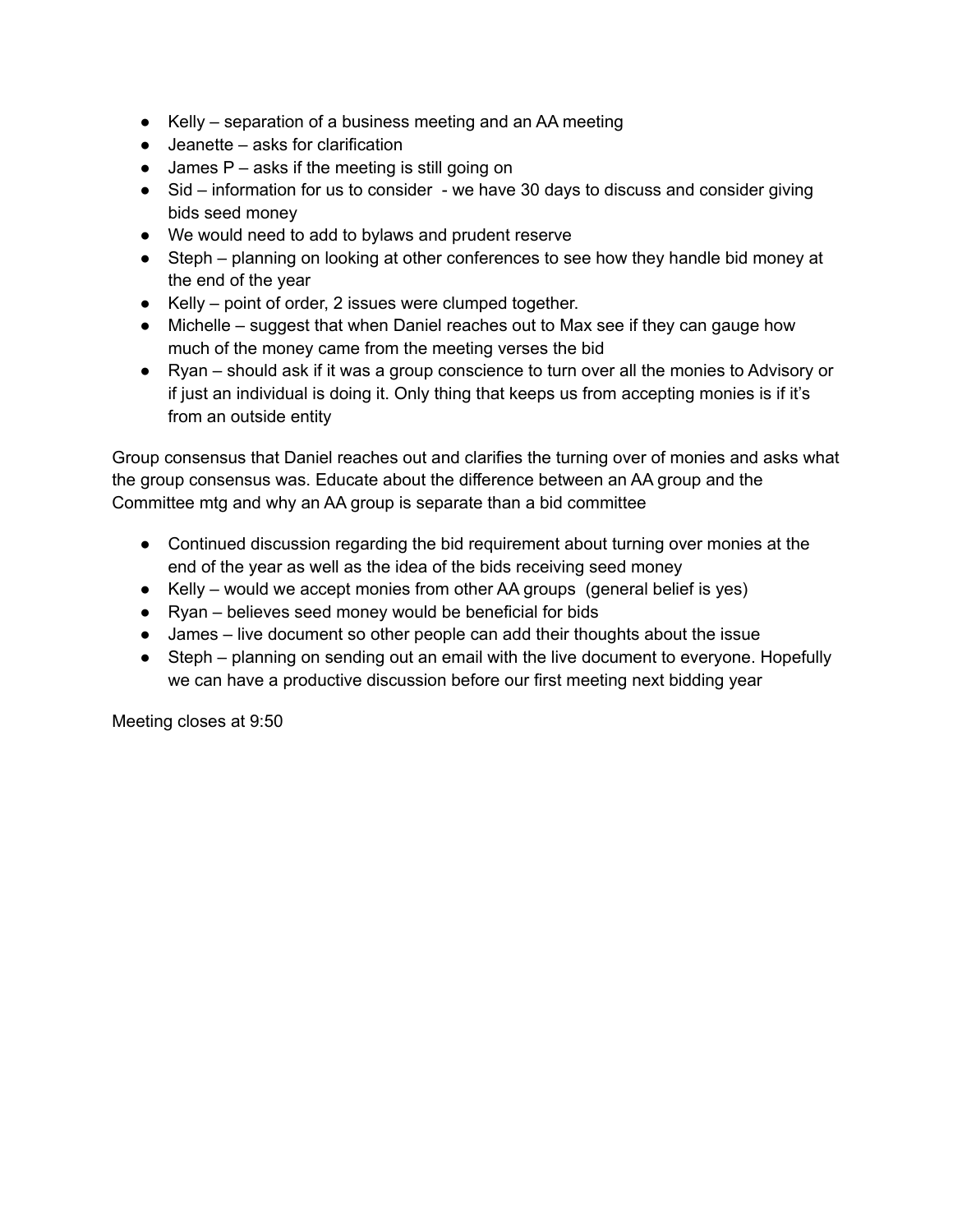- Kelly – separation of a business meeting and an AA meeting
- Jeanette – asks for clarification
- James P – asks if the meeting is still going on
- Sid – information for us to consider - we have 30 days to discuss and consider giving bids seed money
- We would need to add to bylaws and prudent reserve
- Steph – planning on looking at other conferences to see how they handle bid money at the end of the year
- Kelly – point of order, 2 issues were clumped together.
- Michelle – suggest that when Daniel reaches out to Max see if they can gauge how much of the money came from the meeting verses the bid
- Ryan – should ask if it was a group conscience to turn over all the monies to Advisory or if just an individual is doing it. Only thing that keeps us from accepting monies is if it's from an outside entity

Group consensus that Daniel reaches out and clarifies the turning over of monies and asks what the group consensus was. Educate about the difference between an AA group and the Committee mtg and why an AA group is separate than a bid committee

- Continued discussion regarding the bid requirement about turning over monies at the end of the year as well as the idea of the bids receiving seed money
- Kelly – would we accept monies from other AA groups (general belief is yes)
- Ryan – believes seed money would be beneficial for bids
- James – live document so other people can add their thoughts about the issue
- Steph – planning on sending out an email with the live document to everyone. Hopefully we can have a productive discussion before our first meeting next bidding year

Meeting closes at 9:50